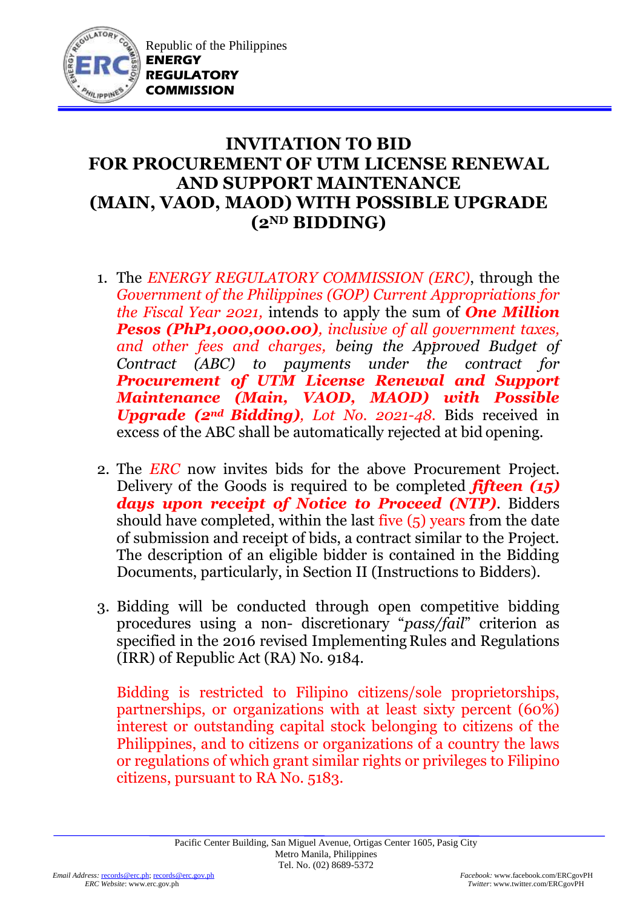Republic of the Philippines
**ENERGY REGULATORY COMMISSION**

# INVITATION TO BID FOR PROCUREMENT OF UTM LICENSE RENEWAL AND SUPPORT MAINTENANCE (MAIN, VAOD, MAOD) WITH POSSIBLE UPGRADE (2ND BIDDING)

1. The *ENERGY REGULATORY COMMISSION (ERC)*, through the *Government of the Philippines (GOP) Current Appropriations for the Fiscal Year 2021,* intends to apply the sum of ***One Million Pesos (PhP1,000,000.00)****, inclusive of all government taxes, and other fees and charges, being the Approved Budget of Contract (ABC) to payments under the contract for* ***Procurement of UTM License Renewal and Support Maintenance (Main, VAOD, MAOD) with Possible Upgrade (2nd Bidding)****, Lot No. 2021-48.* Bids received in excess of the ABC shall be automatically rejected at bid opening.

2. The *ERC* now invites bids for the above Procurement Project. Delivery of the Goods is required to be completed ***fifteen (15) days upon receipt of Notice to Proceed (NTP)***. Bidders should have completed, within the last five (5) years from the date of submission and receipt of bids, a contract similar to the Project. The description of an eligible bidder is contained in the Bidding Documents, particularly, in Section II (Instructions to Bidders).

3. Bidding will be conducted through open competitive bidding procedures using a non- discretionary "*pass/fail*" criterion as specified in the 2016 revised Implementing Rules and Regulations (IRR) of Republic Act (RA) No. 9184.

   Bidding is restricted to Filipino citizens/sole proprietorships, partnerships, or organizations with at least sixty percent (60%) interest or outstanding capital stock belonging to citizens of the Philippines, and to citizens or organizations of a country the laws or regulations of which grant similar rights or privileges to Filipino citizens, pursuant to RA No. 5183.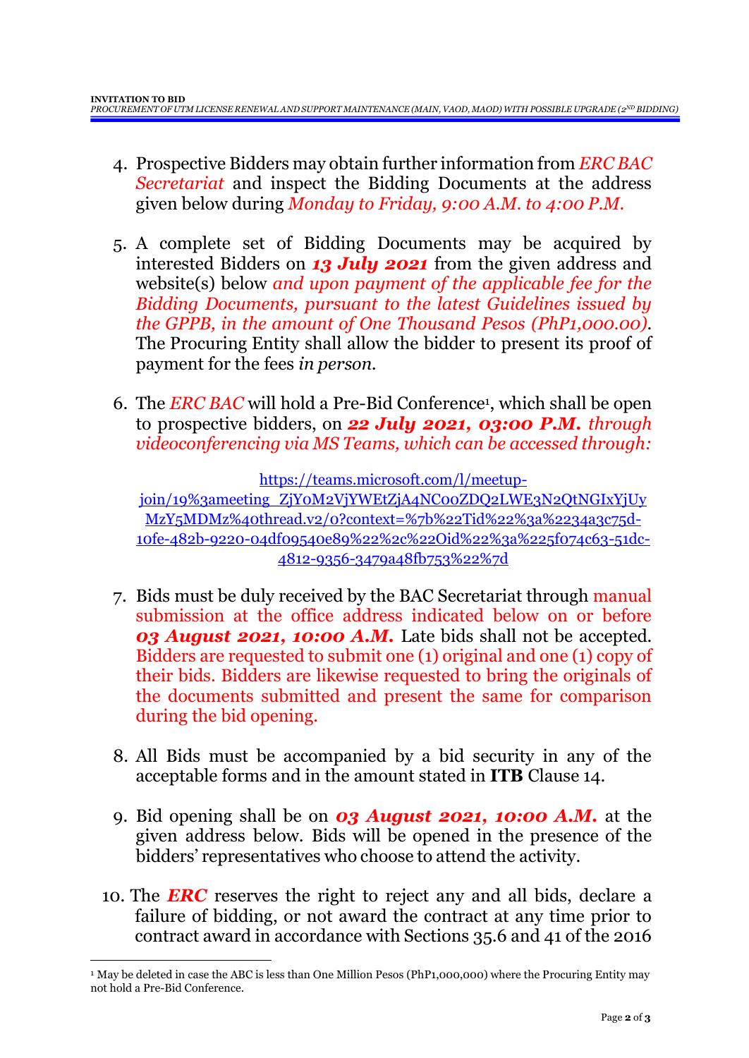4. Prospective Bidders may obtain further information from *ERC BAC Secretariat* and inspect the Bidding Documents at the address given below during *Monday to Friday, 9:00 A.M. to 4:00 P.M.*

5. A complete set of Bidding Documents may be acquired by interested Bidders on ***13 July 2021*** from the given address and website(s) below *and upon payment of the applicable fee for the Bidding Documents, pursuant to the latest Guidelines issued by the GPPB, in the amount of One Thousand Pesos (PhP1,000.00).* The Procuring Entity shall allow the bidder to present its proof of payment for the fees *in person.*

6. The *ERC BAC* will hold a Pre-Bid Conference[1], which shall be open to prospective bidders, on ***22 July 2021, 03:00 P.M.*** *through videoconferencing via MS Teams, which can be accessed through:*

   https://teams.microsoft.com/l/meetup-join/19%3ameeting_ZjY0M2VjYWEtZjA4NC00ZDQ2LWE3N2QtNGIxYjUyMzY5MDMz%40thread.v2/0?context=%7b%22Tid%22%3a%2234a3c75d-10fe-482b-9220-04df09540e89%22%2c%22Oid%22%3a%225f074c63-51dc-4812-9356-3479a48fb753%22%7d

7. Bids must be duly received by the BAC Secretariat through manual submission at the office address indicated below on or before ***03 August 2021, 10:00 A.M.*** Late bids shall not be accepted. Bidders are requested to submit one (1) original and one (1) copy of their bids. Bidders are likewise requested to bring the originals of the documents submitted and present the same for comparison during the bid opening.

8. All Bids must be accompanied by a bid security in any of the acceptable forms and in the amount stated in **ITB** Clause 14.

9. Bid opening shall be on ***03 August 2021, 10:00 A.M.*** at the given address below. Bids will be opened in the presence of the bidders' representatives who choose to attend the activity.

10. The ***ERC*** reserves the right to reject any and all bids, declare a failure of bidding, or not award the contract at any time prior to contract award in accordance with Sections 35.6 and 41 of the 2016

---

[1] May be deleted in case the ABC is less than One Million Pesos (PhP1,000,000) where the Procuring Entity may not hold a Pre-Bid Conference.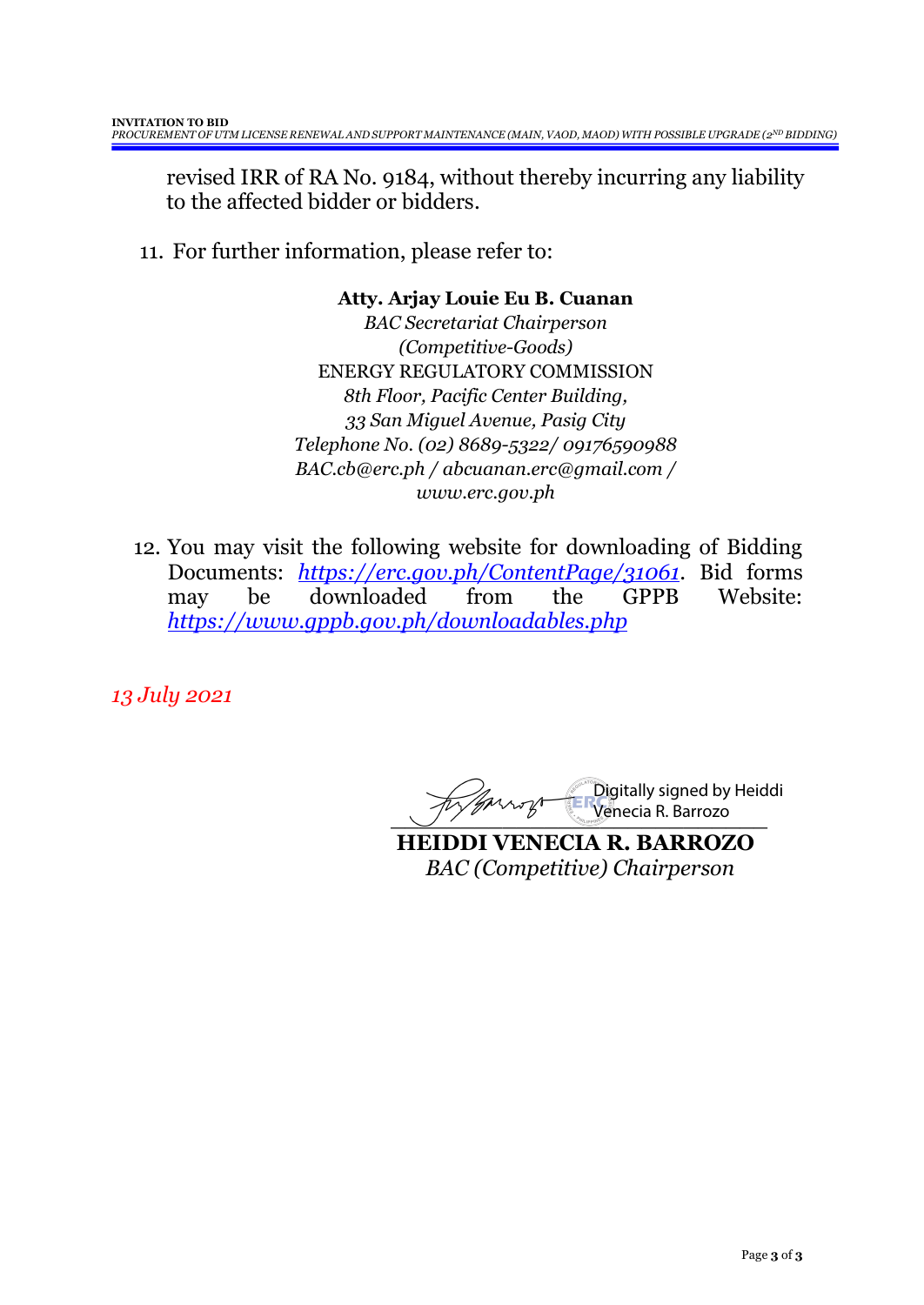revised IRR of RA No. 9184, without thereby incurring any liability to the affected bidder or bidders.

11. For further information, please refer to:

**Atty. Arjay Louie Eu B. Cuanan**
*BAC Secretariat Chairperson*
*(Competitive-Goods)*
ENERGY REGULATORY COMMISSION
*8th Floor, Pacific Center Building,*
*33 San Miguel Avenue, Pasig City*
*Telephone No. (02) 8689-5322/ 09176590988*
*BAC.cb@erc.ph / abcuanan.erc@gmail.com /*
*www.erc.gov.ph*

12. You may visit the following website for downloading of Bidding Documents: *https://erc.gov.ph/ContentPage/31061*. Bid forms may be downloaded from the GPPB Website: *https://www.gppb.gov.ph/downloadables.php*

*13 July 2021*

Digitally signed by Heiddi Venecia R. Barrozo

**HEIDDI VENECIA R. BARROZO**
*BAC (Competitive) Chairperson*